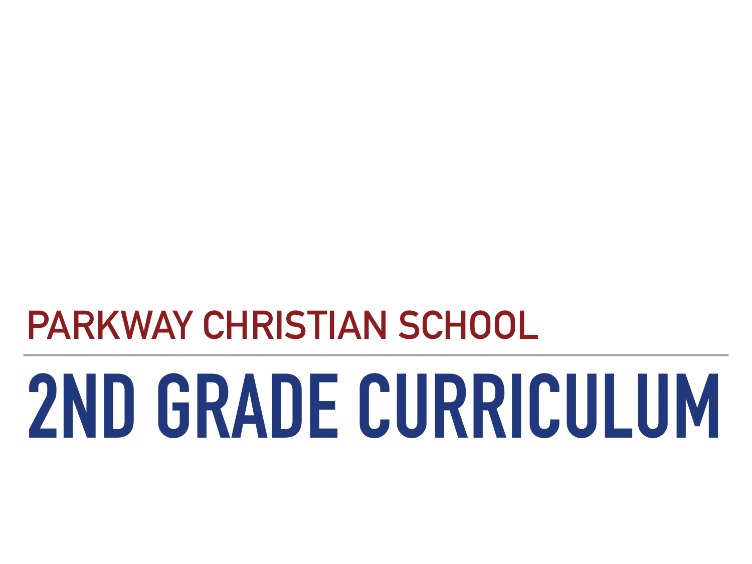## PARKWAY CHRISTIAN SCHOOL

---

# 2ND GRADE CURRICULUM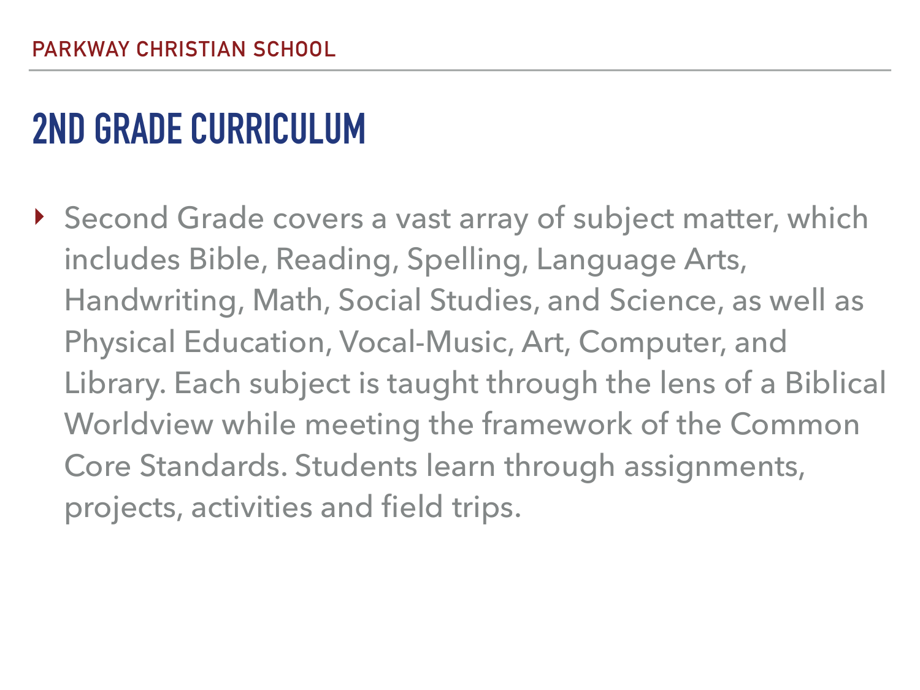## 2ND GRADE CURRICULUM

- Second Grade covers a vast array of subject matter, which includes Bible, Reading, Spelling, Language Arts, Handwriting, Math, Social Studies, and Science, as well as Physical Education, Vocal-Music, Art, Computer, and Library. Each subject is taught through the lens of a Biblical Worldview while meeting the framework of the Common Core Standards. Students learn through assignments, projects, activities and field trips.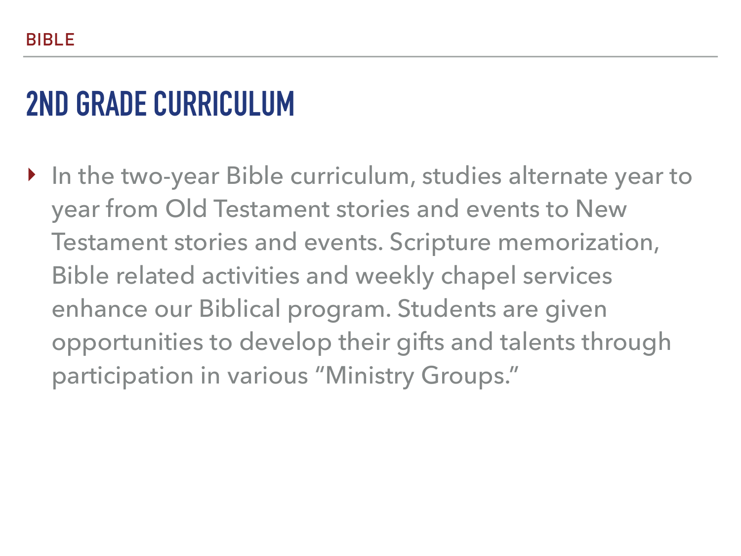BIBLE

# 2ND GRADE CURRICULUM

- In the two-year Bible curriculum, studies alternate year to year from Old Testament stories and events to New Testament stories and events. Scripture memorization, Bible related activities and weekly chapel services enhance our Biblical program. Students are given opportunities to develop their gifts and talents through participation in various "Ministry Groups."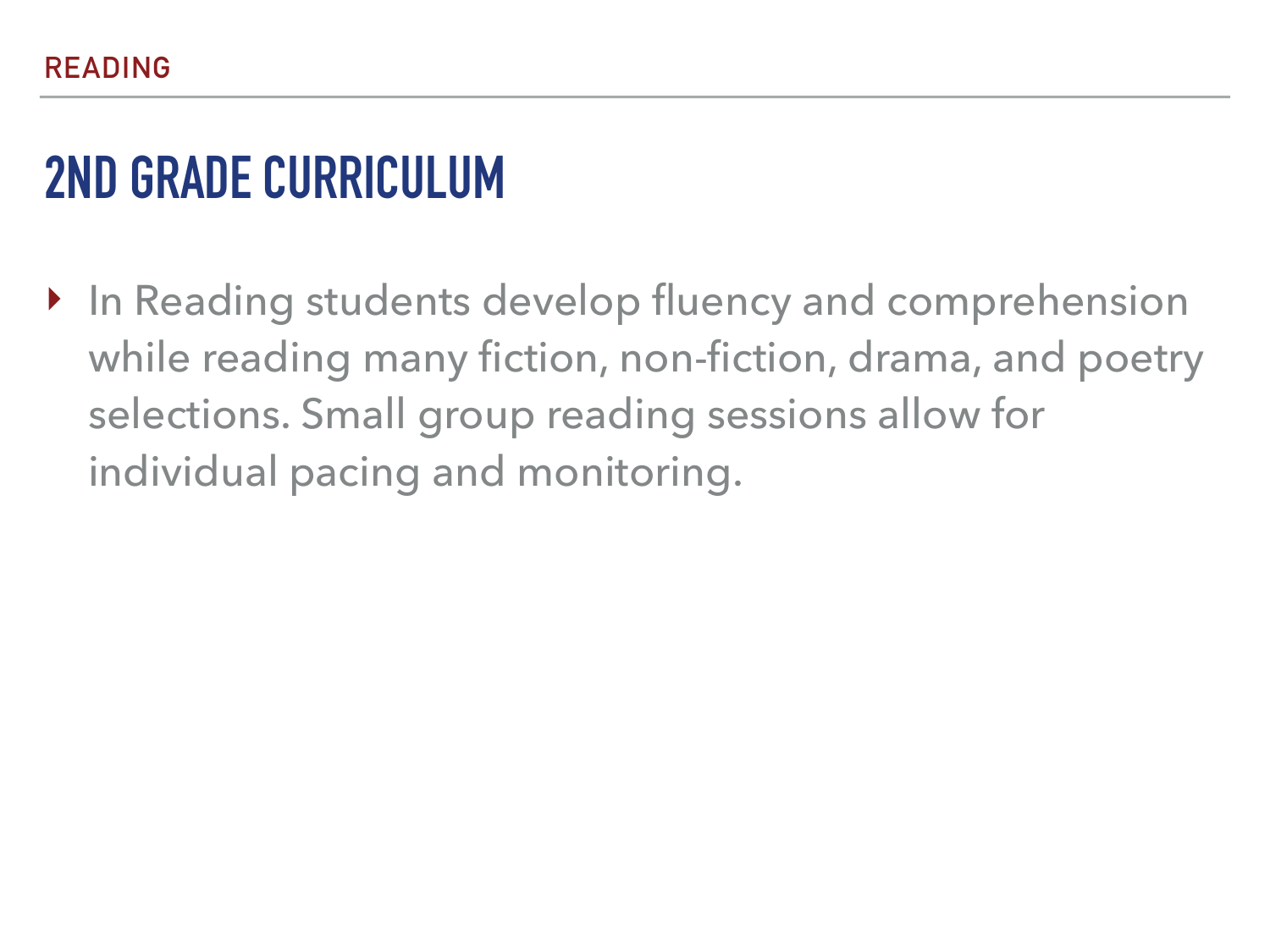READING

# 2ND GRADE CURRICULUM

- In Reading students develop fluency and comprehension while reading many fiction, non-fiction, drama, and poetry selections. Small group reading sessions allow for individual pacing and monitoring.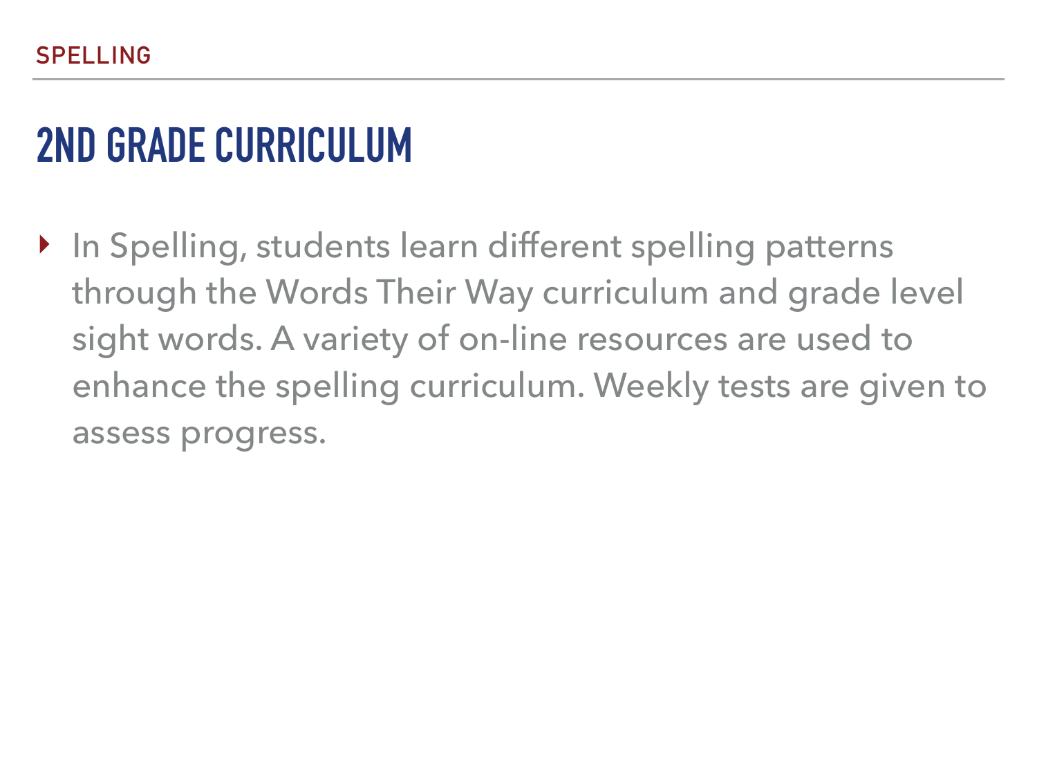SPELLING

## 2ND GRADE CURRICULUM

- In Spelling, students learn different spelling patterns through the Words Their Way curriculum and grade level sight words. A variety of on-line resources are used to enhance the spelling curriculum. Weekly tests are given to assess progress.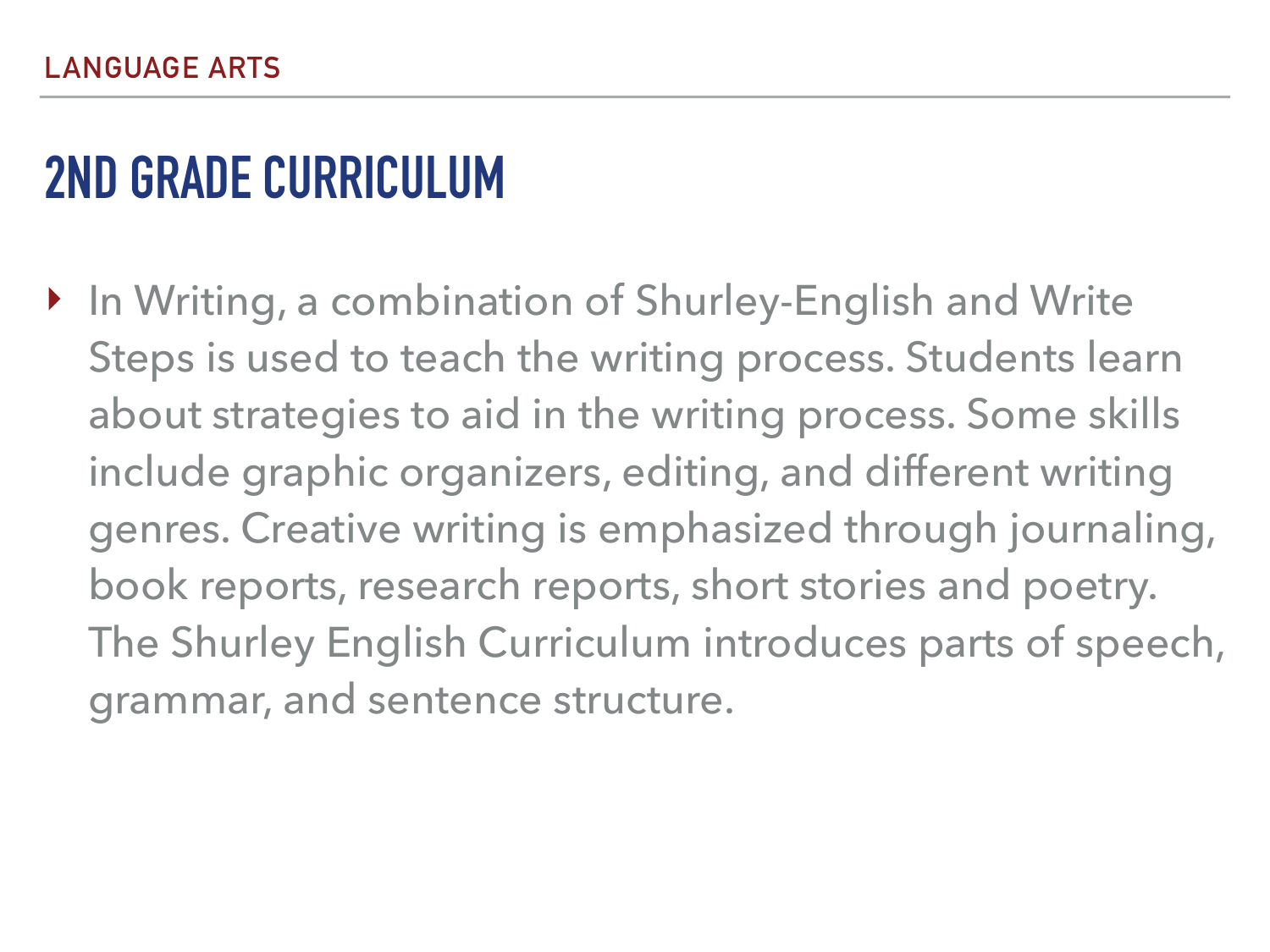LANGUAGE ARTS

## 2ND GRADE CURRICULUM

- In Writing, a combination of Shurley-English and Write Steps is used to teach the writing process. Students learn about strategies to aid in the writing process. Some skills include graphic organizers, editing, and different writing genres. Creative writing is emphasized through journaling, book reports, research reports, short stories and poetry. The Shurley English Curriculum introduces parts of speech, grammar, and sentence structure.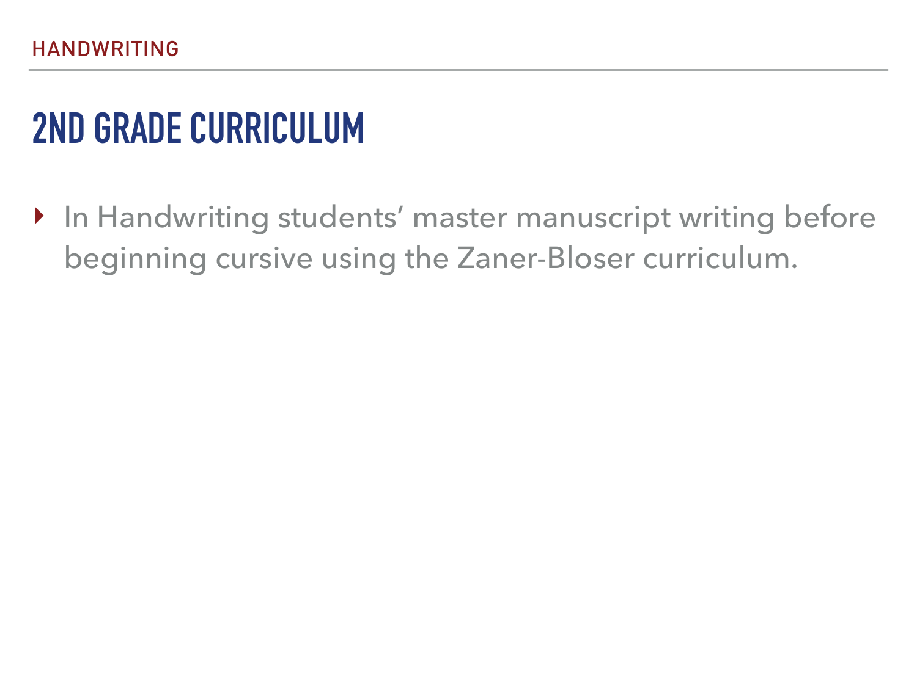HANDWRITING

# 2ND GRADE CURRICULUM

- In Handwriting students' master manuscript writing before beginning cursive using the Zaner-Bloser curriculum.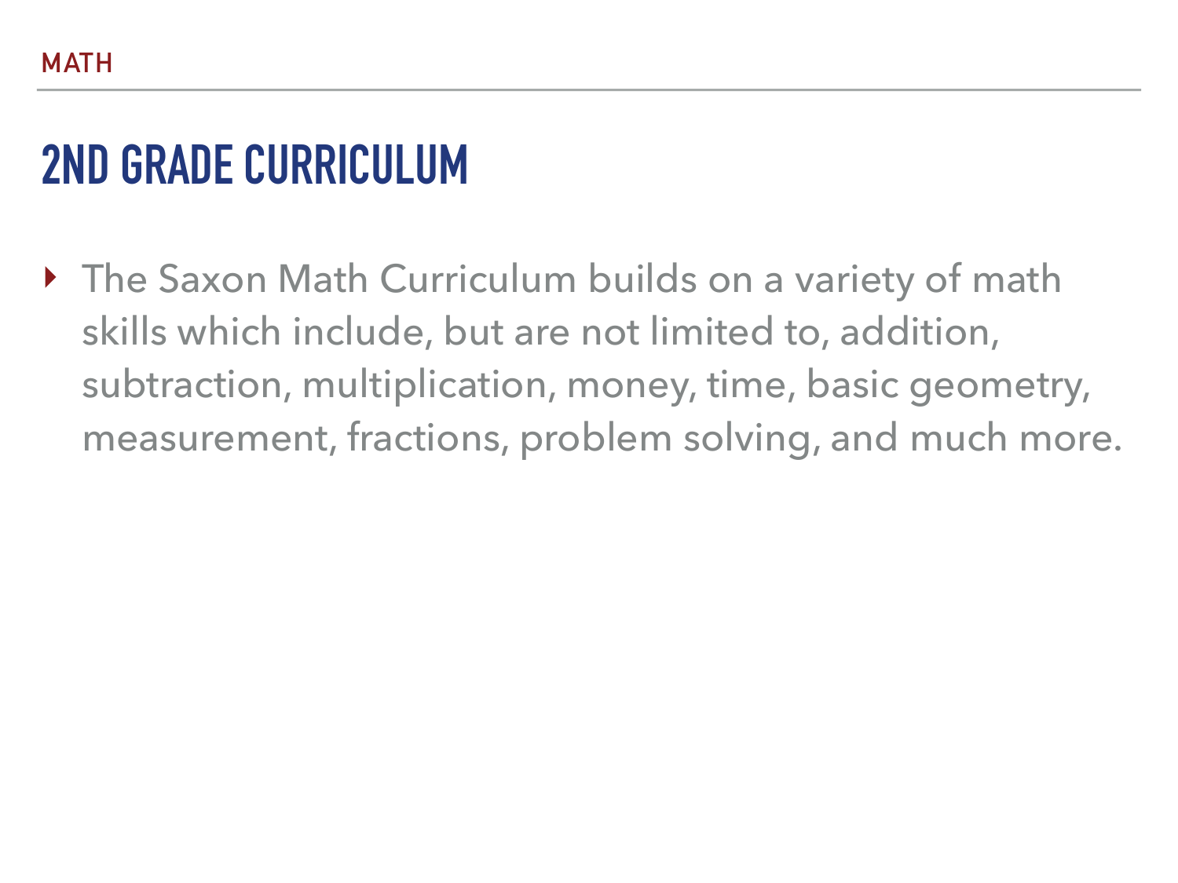MATH

# 2ND GRADE CURRICULUM

- The Saxon Math Curriculum builds on a variety of math skills which include, but are not limited to, addition, subtraction, multiplication, money, time, basic geometry, measurement, fractions, problem solving, and much more.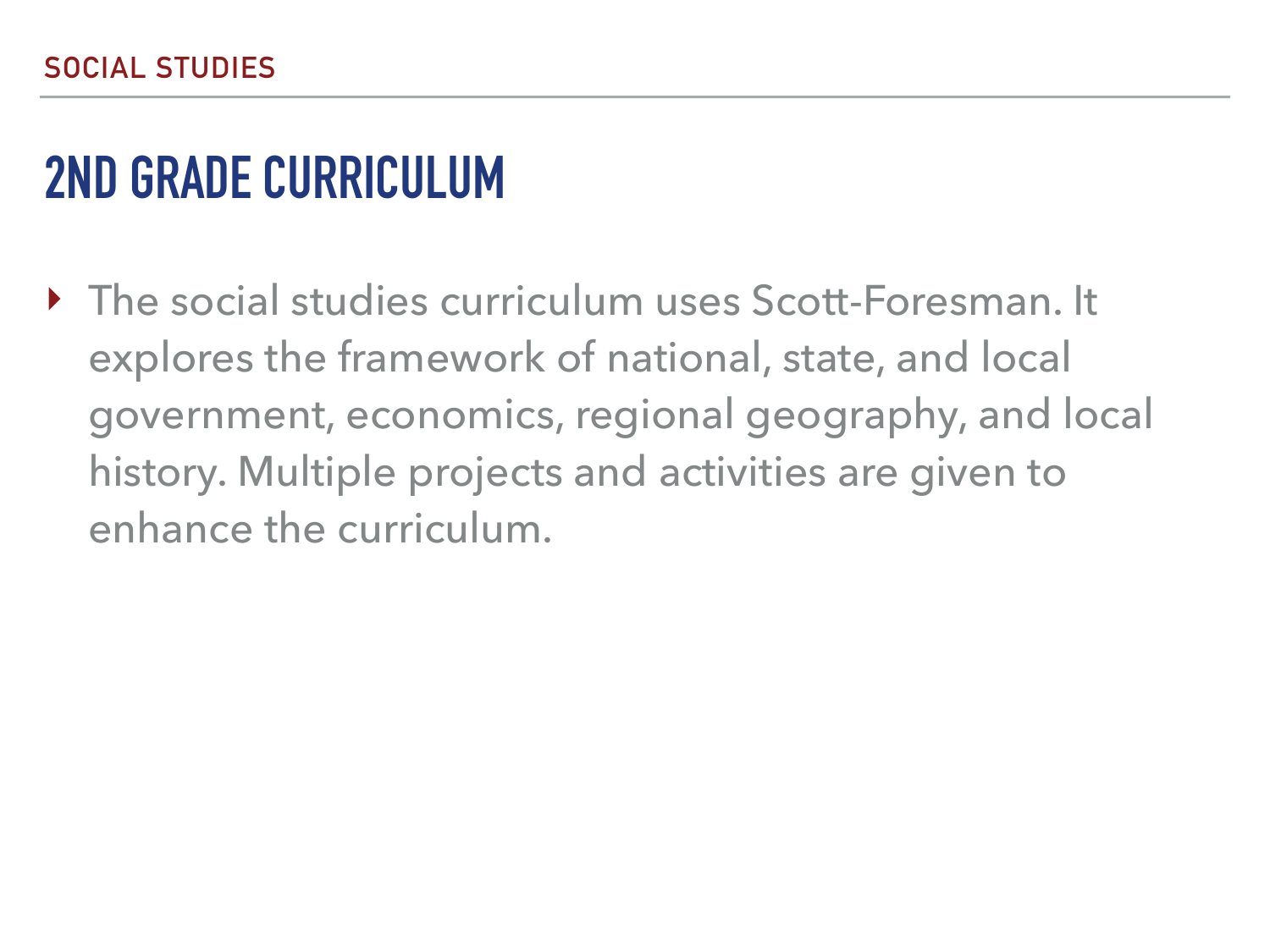SOCIAL STUDIES

# 2ND GRADE CURRICULUM

- The social studies curriculum uses Scott-Foresman. It explores the framework of national, state, and local government, economics, regional geography, and local history. Multiple projects and activities are given to enhance the curriculum.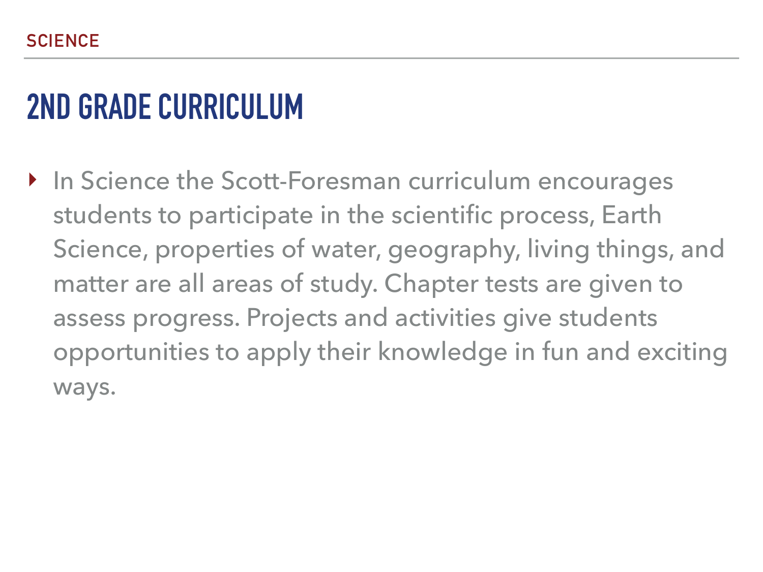SCIENCE

# 2ND GRADE CURRICULUM

- In Science the Scott-Foresman curriculum encourages students to participate in the scientific process, Earth Science, properties of water, geography, living things, and matter are all areas of study. Chapter tests are given to assess progress. Projects and activities give students opportunities to apply their knowledge in fun and exciting ways.